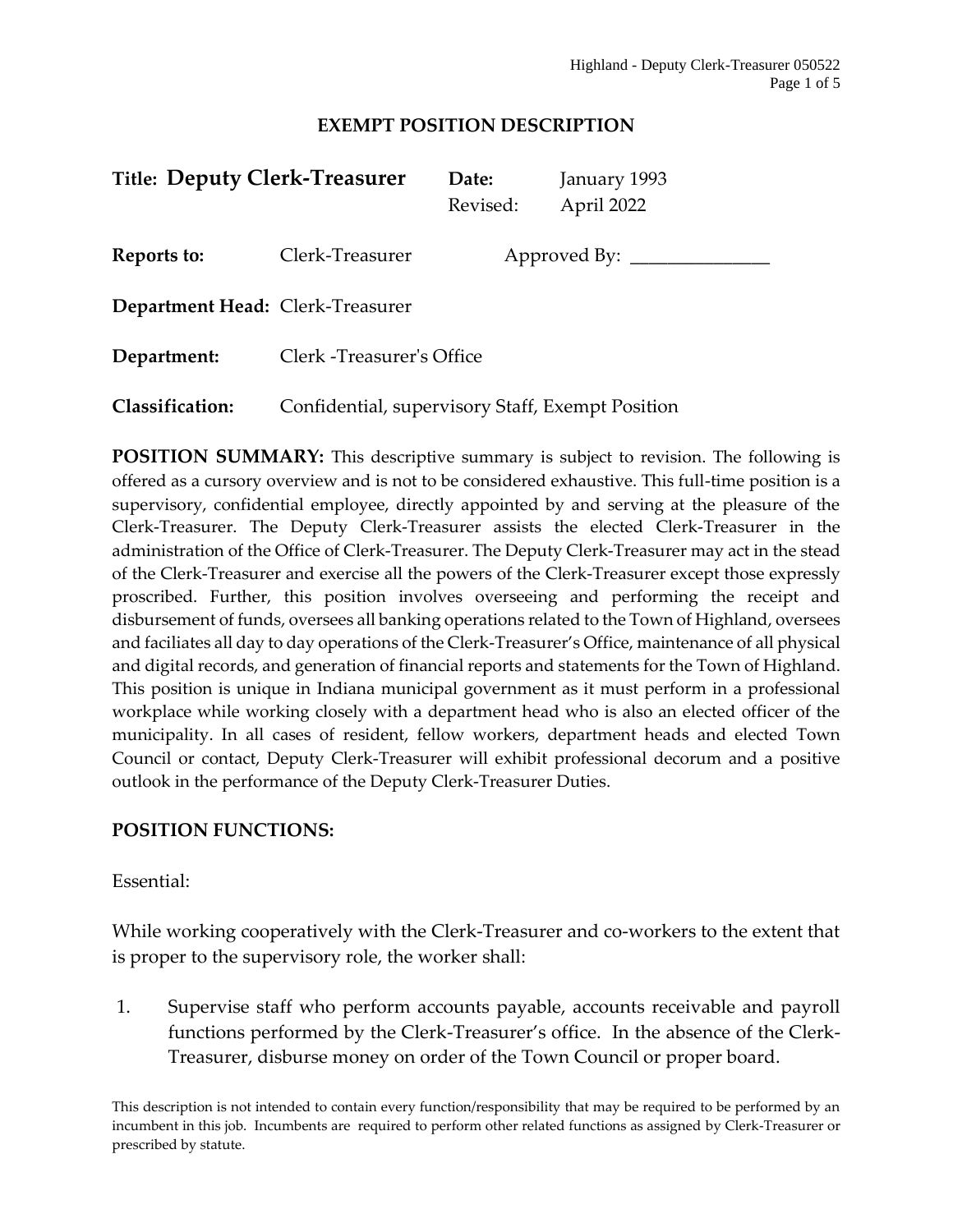**EXEMPT POSITION DESCRIPTION**

**Title: Deputy Clerk-Treasurer** **Date:** January 1993
Revised: April 2022

**Reports to:** Clerk-Treasurer Approved By: _______________

**Department Head:** Clerk-Treasurer

**Department:** Clerk -Treasurer's Office

**Classification:** Confidential, supervisory Staff, Exempt Position

**POSITION SUMMARY:** This descriptive summary is subject to revision. The following is offered as a cursory overview and is not to be considered exhaustive. This full-time position is a supervisory, confidential employee, directly appointed by and serving at the pleasure of the Clerk-Treasurer. The Deputy Clerk-Treasurer assists the elected Clerk-Treasurer in the administration of the Office of Clerk-Treasurer. The Deputy Clerk-Treasurer may act in the stead of the Clerk-Treasurer and exercise all the powers of the Clerk-Treasurer except those expressly proscribed. Further, this position involves overseeing and performing the receipt and disbursement of funds, oversees all banking operations related to the Town of Highland, oversees and faciliates all day to day operations of the Clerk-Treasurer's Office, maintenance of all physical and digital records, and generation of financial reports and statements for the Town of Highland. This position is unique in Indiana municipal government as it must perform in a professional workplace while working closely with a department head who is also an elected officer of the municipality. In all cases of resident, fellow workers, department heads and elected Town Council or contact, Deputy Clerk-Treasurer will exhibit professional decorum and a positive outlook in the performance of the Deputy Clerk-Treasurer Duties.

**POSITION FUNCTIONS:**

Essential:

While working cooperatively with the Clerk-Treasurer and co-workers to the extent that is proper to the supervisory role, the worker shall:

1. Supervise staff who perform accounts payable, accounts receivable and payroll functions performed by the Clerk-Treasurer's office. In the absence of the Clerk-Treasurer, disburse money on order of the Town Council or proper board.

This description is not intended to contain every function/responsibility that may be required to be performed by an incumbent in this job. Incumbents are required to perform other related functions as assigned by Clerk-Treasurer or prescribed by statute.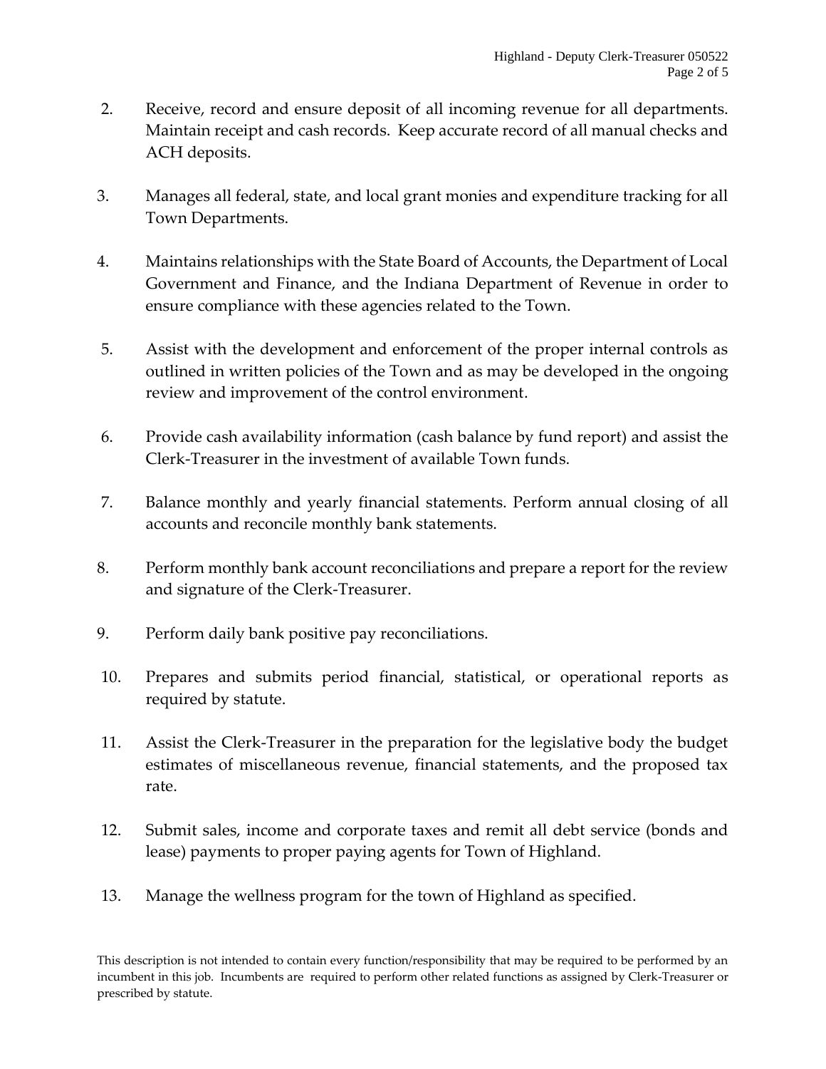2. Receive, record and ensure deposit of all incoming revenue for all departments. Maintain receipt and cash records. Keep accurate record of all manual checks and ACH deposits.

3. Manages all federal, state, and local grant monies and expenditure tracking for all Town Departments.

4. Maintains relationships with the State Board of Accounts, the Department of Local Government and Finance, and the Indiana Department of Revenue in order to ensure compliance with these agencies related to the Town.

5. Assist with the development and enforcement of the proper internal controls as outlined in written policies of the Town and as may be developed in the ongoing review and improvement of the control environment.

6. Provide cash availability information (cash balance by fund report) and assist the Clerk-Treasurer in the investment of available Town funds.

7. Balance monthly and yearly financial statements. Perform annual closing of all accounts and reconcile monthly bank statements.

8. Perform monthly bank account reconciliations and prepare a report for the review and signature of the Clerk-Treasurer.

9. Perform daily bank positive pay reconciliations.

10. Prepares and submits period financial, statistical, or operational reports as required by statute.

11. Assist the Clerk-Treasurer in the preparation for the legislative body the budget estimates of miscellaneous revenue, financial statements, and the proposed tax rate.

12. Submit sales, income and corporate taxes and remit all debt service (bonds and lease) payments to proper paying agents for Town of Highland.

13. Manage the wellness program for the town of Highland as specified.

This description is not intended to contain every function/responsibility that may be required to be performed by an incumbent in this job. Incumbents are required to perform other related functions as assigned by Clerk-Treasurer or prescribed by statute.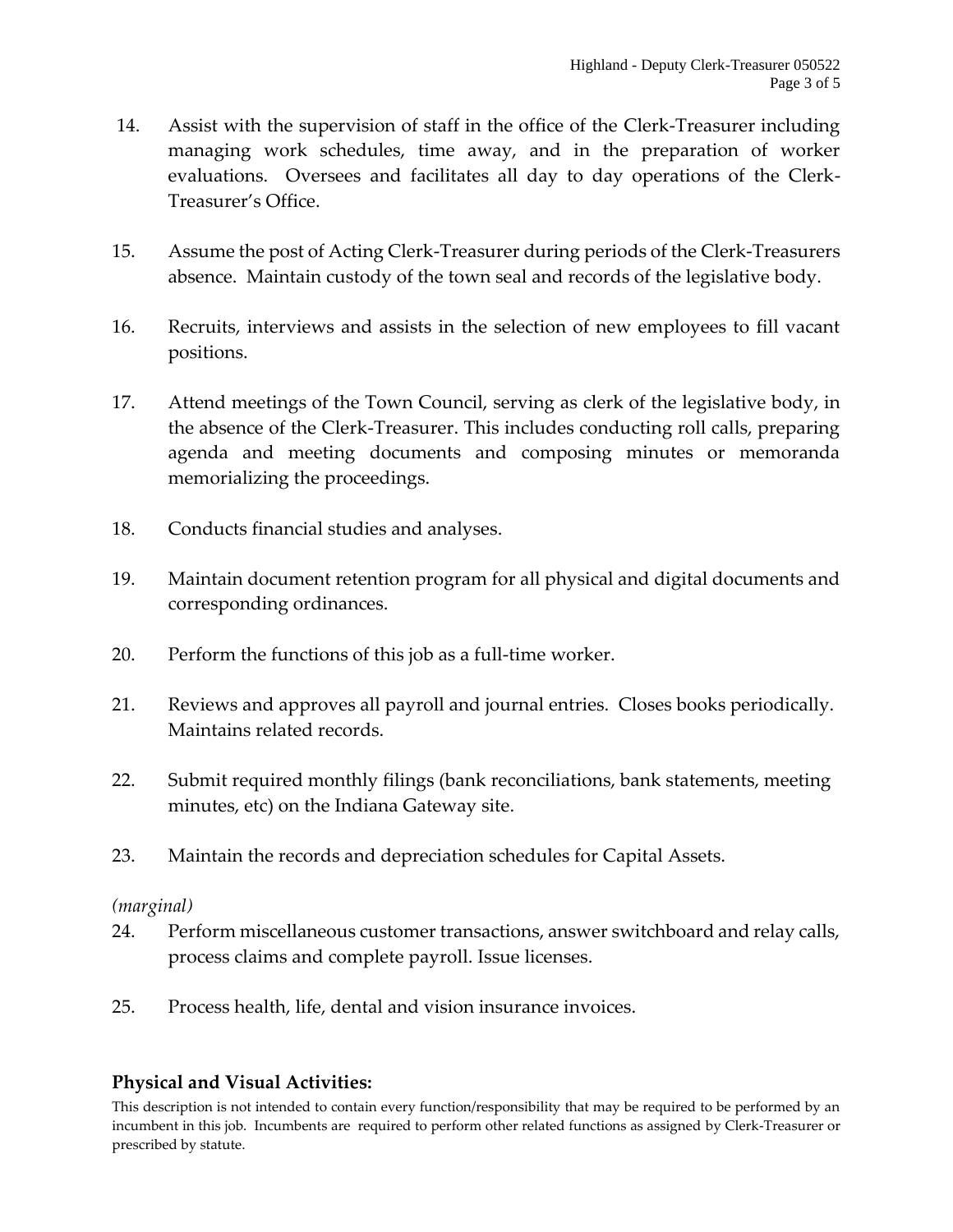14. Assist with the supervision of staff in the office of the Clerk-Treasurer including managing work schedules, time away, and in the preparation of worker evaluations. Oversees and facilitates all day to day operations of the Clerk-Treasurer's Office.

15. Assume the post of Acting Clerk-Treasurer during periods of the Clerk-Treasurers absence. Maintain custody of the town seal and records of the legislative body.

16. Recruits, interviews and assists in the selection of new employees to fill vacant positions.

17. Attend meetings of the Town Council, serving as clerk of the legislative body, in the absence of the Clerk-Treasurer. This includes conducting roll calls, preparing agenda and meeting documents and composing minutes or memoranda memorializing the proceedings.

18. Conducts financial studies and analyses.

19. Maintain document retention program for all physical and digital documents and corresponding ordinances.

20. Perform the functions of this job as a full-time worker.

21. Reviews and approves all payroll and journal entries. Closes books periodically. Maintains related records.

22. Submit required monthly filings (bank reconciliations, bank statements, meeting minutes, etc) on the Indiana Gateway site.

23. Maintain the records and depreciation schedules for Capital Assets.

*(marginal)*

24. Perform miscellaneous customer transactions, answer switchboard and relay calls, process claims and complete payroll. Issue licenses.

25. Process health, life, dental and vision insurance invoices.

## Physical and Visual Activities:

This description is not intended to contain every function/responsibility that may be required to be performed by an incumbent in this job. Incumbents are required to perform other related functions as assigned by Clerk-Treasurer or prescribed by statute.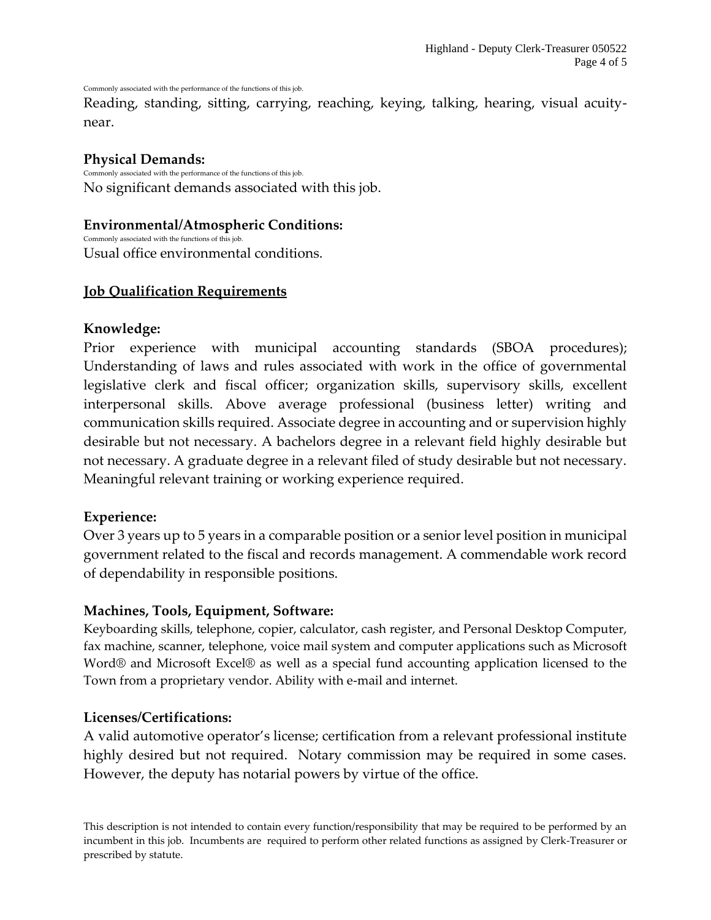Commonly associated with the performance of the functions of this job.

Reading, standing, sitting, carrying, reaching, keying, talking, hearing, visual acuity-near.

**Physical Demands:**

Commonly associated with the performance of the functions of this job.

No significant demands associated with this job.

**Environmental/Atmospheric Conditions:**

Commonly associated with the functions of this job.

Usual office environmental conditions.

## Job Qualification Requirements

**Knowledge:**

Prior experience with municipal accounting standards (SBOA procedures); Understanding of laws and rules associated with work in the office of governmental legislative clerk and fiscal officer; organization skills, supervisory skills, excellent interpersonal skills. Above average professional (business letter) writing and communication skills required. Associate degree in accounting and or supervision highly desirable but not necessary. A bachelors degree in a relevant field highly desirable but not necessary. A graduate degree in a relevant filed of study desirable but not necessary. Meaningful relevant training or working experience required.

**Experience:**

Over 3 years up to 5 years in a comparable position or a senior level position in municipal government related to the fiscal and records management. A commendable work record of dependability in responsible positions.

**Machines, Tools, Equipment, Software:**

Keyboarding skills, telephone, copier, calculator, cash register, and Personal Desktop Computer, fax machine, scanner, telephone, voice mail system and computer applications such as Microsoft Word® and Microsoft Excel® as well as a special fund accounting application licensed to the Town from a proprietary vendor. Ability with e-mail and internet.

**Licenses/Certifications:**

A valid automotive operator's license; certification from a relevant professional institute highly desired but not required. Notary commission may be required in some cases. However, the deputy has notarial powers by virtue of the office.

This description is not intended to contain every function/responsibility that may be required to be performed by an incumbent in this job. Incumbents are required to perform other related functions as assigned by Clerk-Treasurer or prescribed by statute.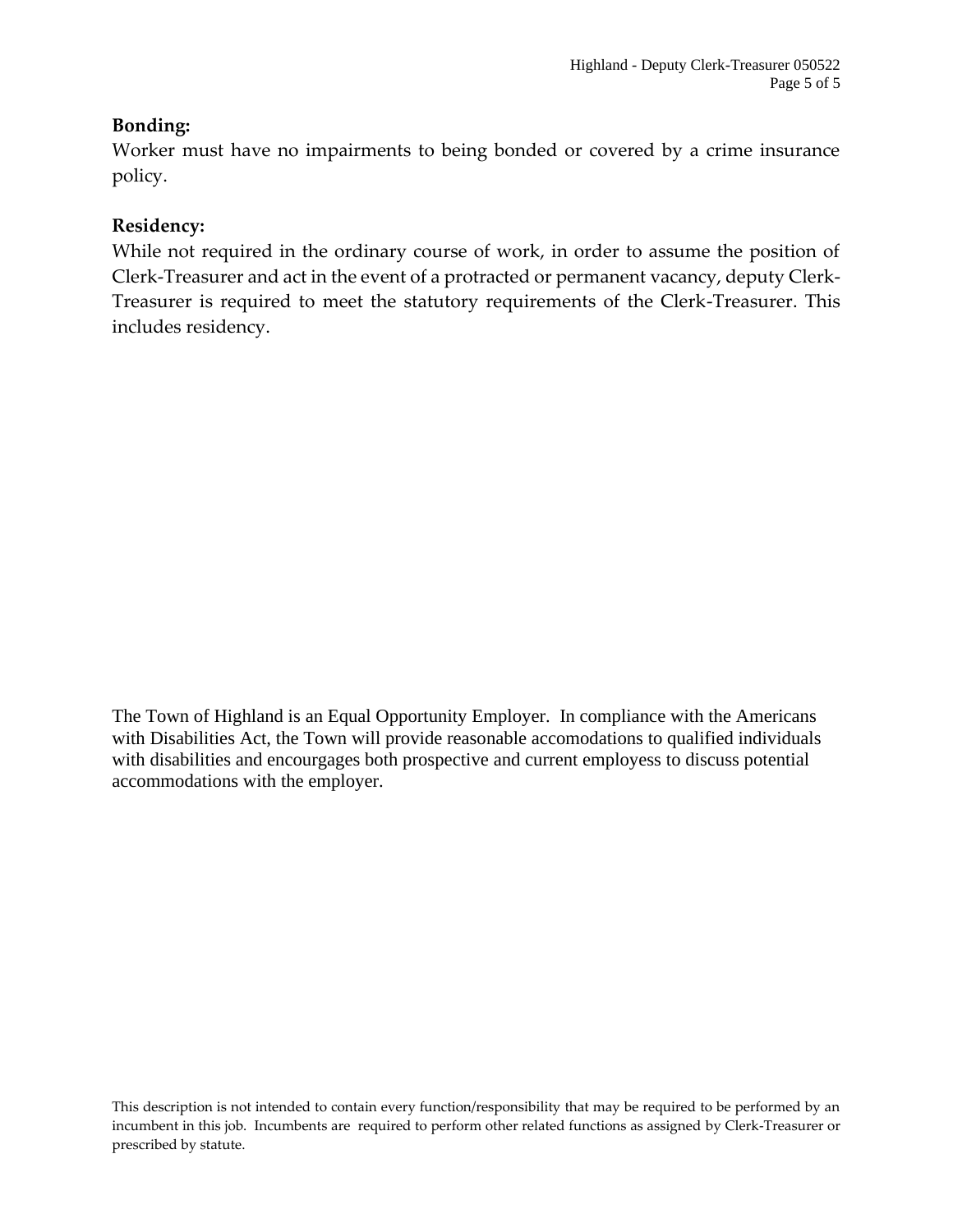**Bonding:**

Worker must have no impairments to being bonded or covered by a crime insurance policy.

**Residency:**

While not required in the ordinary course of work, in order to assume the position of Clerk-Treasurer and act in the event of a protracted or permanent vacancy, deputy Clerk-Treasurer is required to meet the statutory requirements of the Clerk-Treasurer. This includes residency.

The Town of Highland is an Equal Opportunity Employer. In compliance with the Americans with Disabilities Act, the Town will provide reasonable accomodations to qualified individuals with disabilities and encourgages both prospective and current employess to discuss potential accommodations with the employer.

This description is not intended to contain every function/responsibility that may be required to be performed by an incumbent in this job. Incumbents are required to perform other related functions as assigned by Clerk-Treasurer or prescribed by statute.